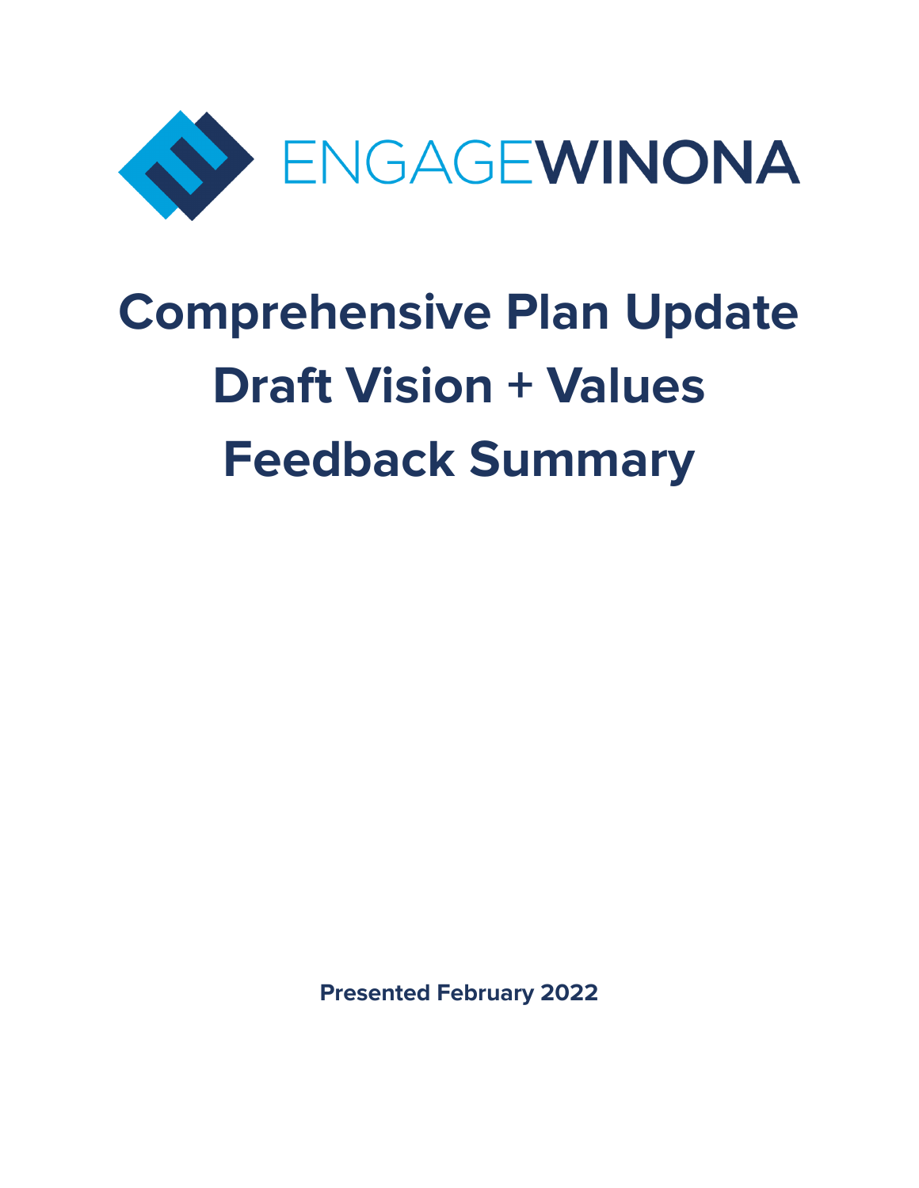ENGAGEWINONA

# Comprehensive Plan Update Draft Vision + Values Feedback Summary

**Presented February 2022**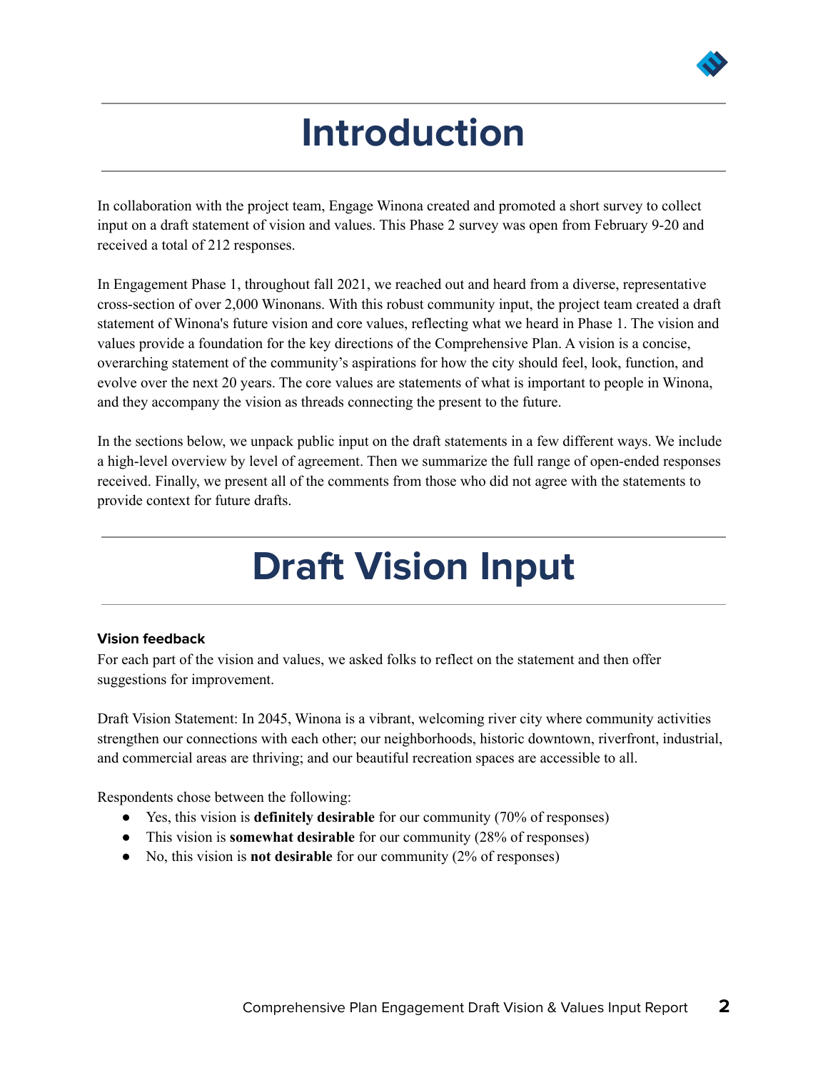# Introduction

In collaboration with the project team, Engage Winona created and promoted a short survey to collect input on a draft statement of vision and values. This Phase 2 survey was open from February 9-20 and received a total of 212 responses.

In Engagement Phase 1, throughout fall 2021, we reached out and heard from a diverse, representative cross-section of over 2,000 Winonans. With this robust community input, the project team created a draft statement of Winona's future vision and core values, reflecting what we heard in Phase 1. The vision and values provide a foundation for the key directions of the Comprehensive Plan. A vision is a concise, overarching statement of the community's aspirations for how the city should feel, look, function, and evolve over the next 20 years. The core values are statements of what is important to people in Winona, and they accompany the vision as threads connecting the present to the future.

In the sections below, we unpack public input on the draft statements in a few different ways. We include a high-level overview by level of agreement. Then we summarize the full range of open-ended responses received. Finally, we present all of the comments from those who did not agree with the statements to provide context for future drafts.

# Draft Vision Input

### Vision feedback

For each part of the vision and values, we asked folks to reflect on the statement and then offer suggestions for improvement.

Draft Vision Statement: In 2045, Winona is a vibrant, welcoming river city where community activities strengthen our connections with each other; our neighborhoods, historic downtown, riverfront, industrial, and commercial areas are thriving; and our beautiful recreation spaces are accessible to all.

Respondents chose between the following:

- Yes, this vision is **definitely desirable** for our community (70% of responses)
- This vision is **somewhat desirable** for our community (28% of responses)
- No, this vision is **not desirable** for our community (2% of responses)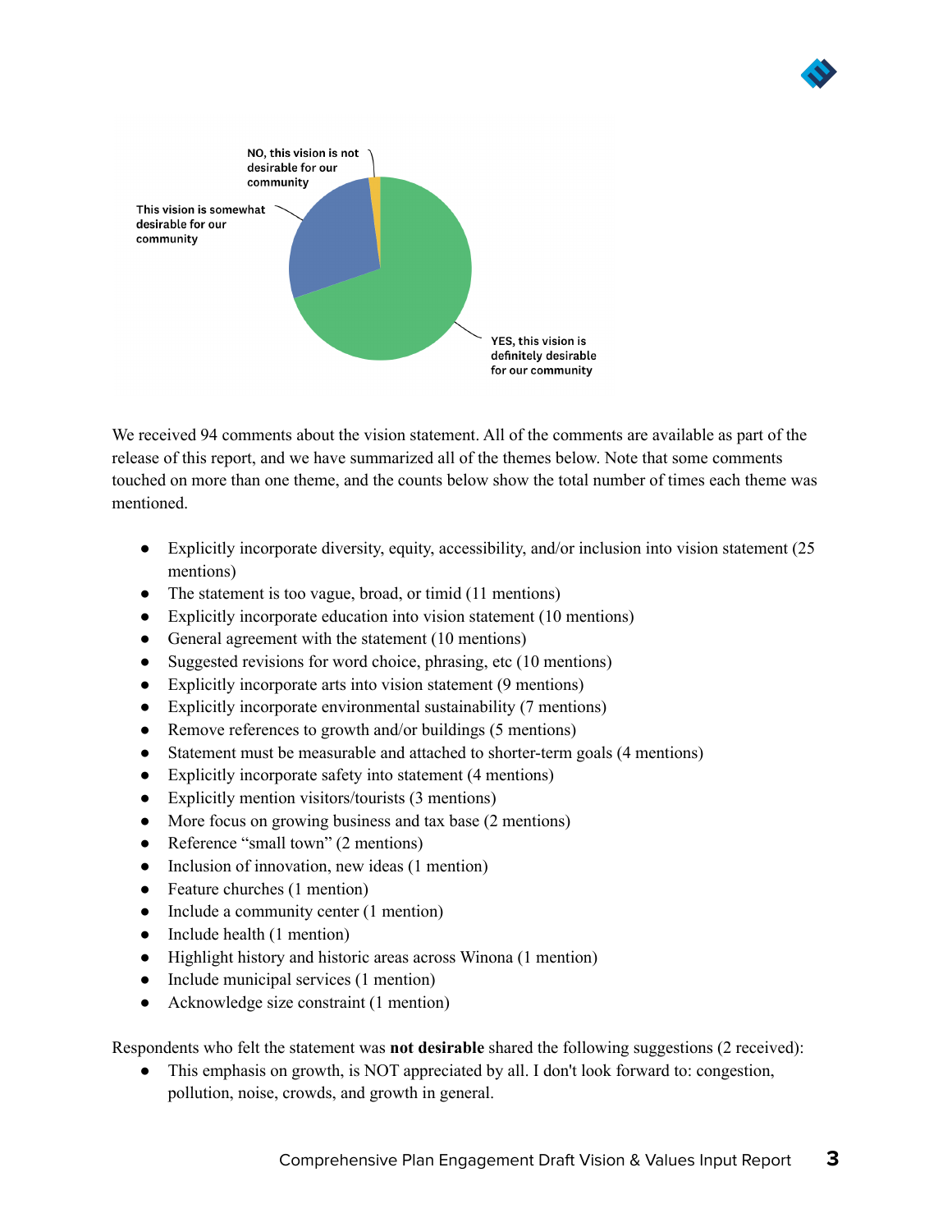NO, this vision is not desirable for our community

This vision is somewhat desirable for our community

YES, this vision is definitely desirable for our community

We received 94 comments about the vision statement. All of the comments are available as part of the release of this report, and we have summarized all of the themes below. Note that some comments touched on more than one theme, and the counts below show the total number of times each theme was mentioned.

- Explicitly incorporate diversity, equity, accessibility, and/or inclusion into vision statement (25 mentions)
- The statement is too vague, broad, or timid (11 mentions)
- Explicitly incorporate education into vision statement (10 mentions)
- General agreement with the statement (10 mentions)
- Suggested revisions for word choice, phrasing, etc (10 mentions)
- Explicitly incorporate arts into vision statement (9 mentions)
- Explicitly incorporate environmental sustainability (7 mentions)
- Remove references to growth and/or buildings (5 mentions)
- Statement must be measurable and attached to shorter-term goals (4 mentions)
- Explicitly incorporate safety into statement (4 mentions)
- Explicitly mention visitors/tourists (3 mentions)
- More focus on growing business and tax base (2 mentions)
- Reference "small town" (2 mentions)
- Inclusion of innovation, new ideas (1 mention)
- Feature churches (1 mention)
- Include a community center (1 mention)
- Include health (1 mention)
- Highlight history and historic areas across Winona (1 mention)
- Include municipal services (1 mention)
- Acknowledge size constraint (1 mention)

Respondents who felt the statement was **not desirable** shared the following suggestions (2 received):

- This emphasis on growth, is NOT appreciated by all. I don't look forward to: congestion, pollution, noise, crowds, and growth in general.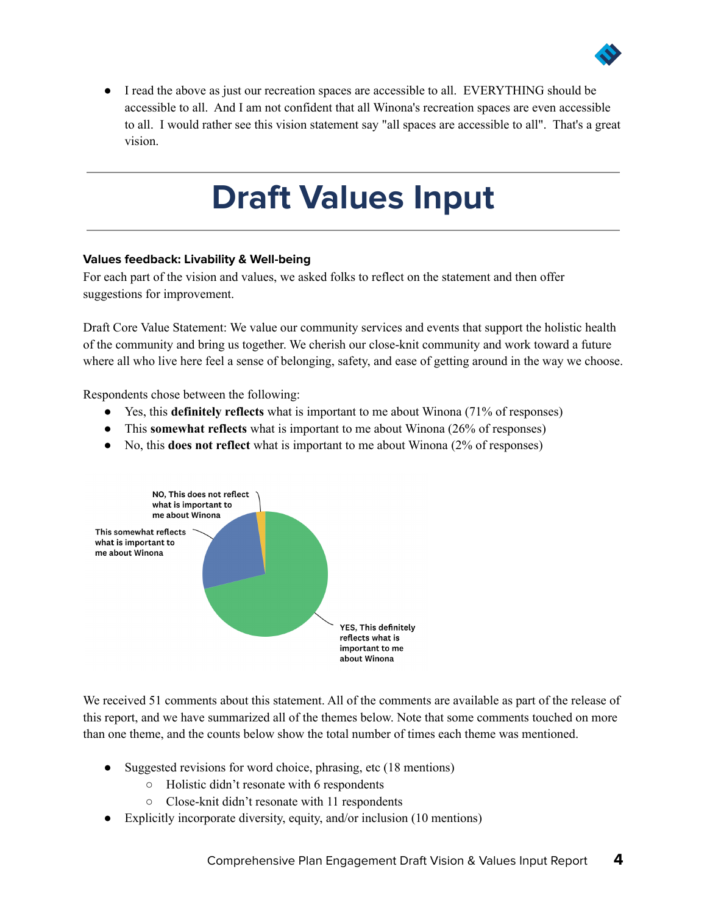- I read the above as just our recreation spaces are accessible to all. EVERYTHING should be accessible to all. And I am not confident that all Winona's recreation spaces are even accessible to all. I would rather see this vision statement say "all spaces are accessible to all". That's a great vision.

# Draft Values Input

**Values feedback: Livability & Well-being**

For each part of the vision and values, we asked folks to reflect on the statement and then offer suggestions for improvement.

Draft Core Value Statement: We value our community services and events that support the holistic health of the community and bring us together. We cherish our close-knit community and work toward a future where all who live here feel a sense of belonging, safety, and ease of getting around in the way we choose.

Respondents chose between the following:

- Yes, this **definitely reflects** what is important to me about Winona (71% of responses)
- This **somewhat reflects** what is important to me about Winona (26% of responses)
- No, this **does not reflect** what is important to me about Winona (2% of responses)

NO, This does not reflect what is important to me about Winona

This somewhat reflects what is important to me about Winona

YES, This definitely reflects what is important to me about Winona

We received 51 comments about this statement. All of the comments are available as part of the release of this report, and we have summarized all of the themes below. Note that some comments touched on more than one theme, and the counts below show the total number of times each theme was mentioned.

- Suggested revisions for word choice, phrasing, etc (18 mentions)
  - Holistic didn't resonate with 6 respondents
  - Close-knit didn't resonate with 11 respondents
- Explicitly incorporate diversity, equity, and/or inclusion (10 mentions)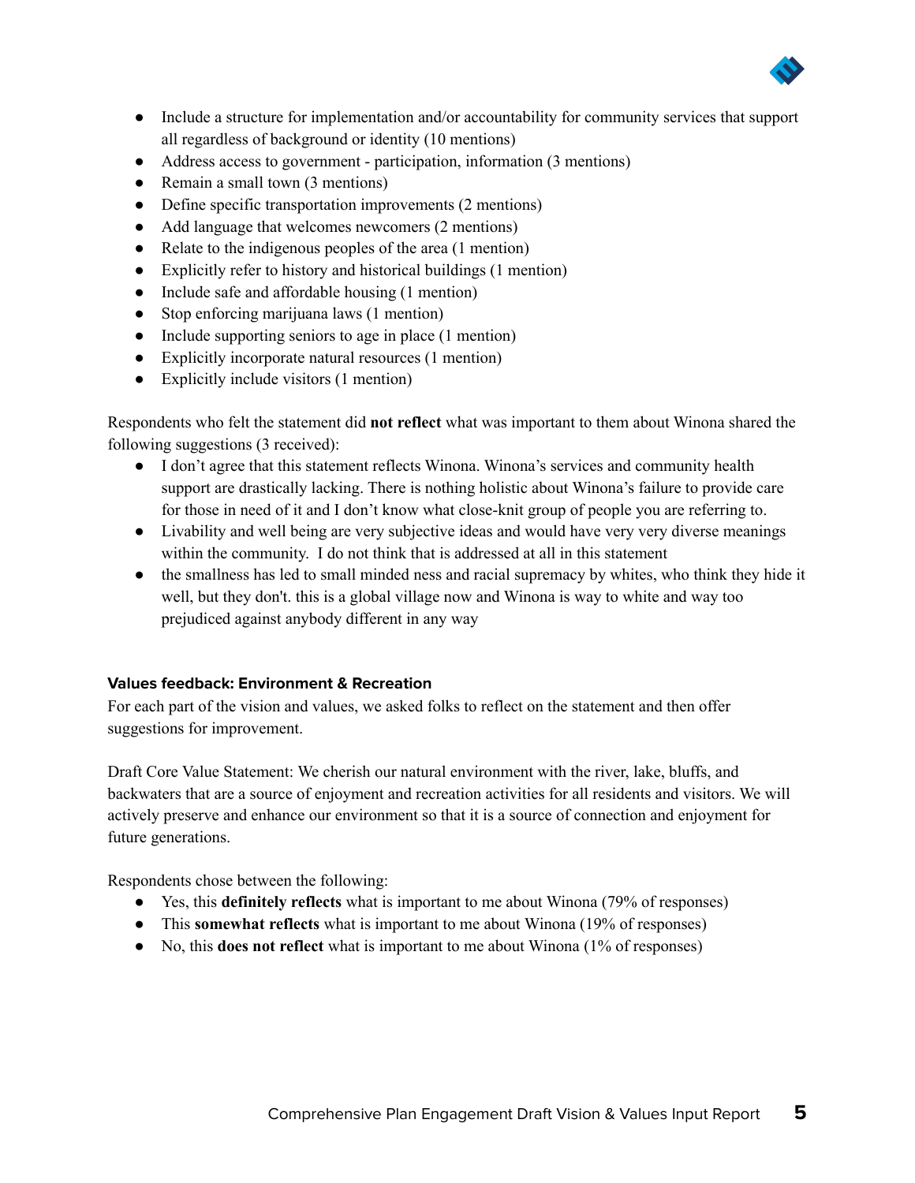- Include a structure for implementation and/or accountability for community services that support all regardless of background or identity (10 mentions)
- Address access to government - participation, information (3 mentions)
- Remain a small town (3 mentions)
- Define specific transportation improvements (2 mentions)
- Add language that welcomes newcomers (2 mentions)
- Relate to the indigenous peoples of the area (1 mention)
- Explicitly refer to history and historical buildings (1 mention)
- Include safe and affordable housing (1 mention)
- Stop enforcing marijuana laws (1 mention)
- Include supporting seniors to age in place (1 mention)
- Explicitly incorporate natural resources (1 mention)
- Explicitly include visitors (1 mention)

Respondents who felt the statement did **not reflect** what was important to them about Winona shared the following suggestions (3 received):

- I don't agree that this statement reflects Winona. Winona's services and community health support are drastically lacking. There is nothing holistic about Winona's failure to provide care for those in need of it and I don't know what close-knit group of people you are referring to.
- Livability and well being are very subjective ideas and would have very very diverse meanings within the community. I do not think that is addressed at all in this statement
- the smallness has led to small minded ness and racial supremacy by whites, who think they hide it well, but they don't. this is a global village now and Winona is way to white and way too prejudiced against anybody different in any way

#### Values feedback: Environment & Recreation

For each part of the vision and values, we asked folks to reflect on the statement and then offer suggestions for improvement.

Draft Core Value Statement: We cherish our natural environment with the river, lake, bluffs, and backwaters that are a source of enjoyment and recreation activities for all residents and visitors. We will actively preserve and enhance our environment so that it is a source of connection and enjoyment for future generations.

Respondents chose between the following:

- Yes, this **definitely reflects** what is important to me about Winona (79% of responses)
- This **somewhat reflects** what is important to me about Winona (19% of responses)
- No, this **does not reflect** what is important to me about Winona (1% of responses)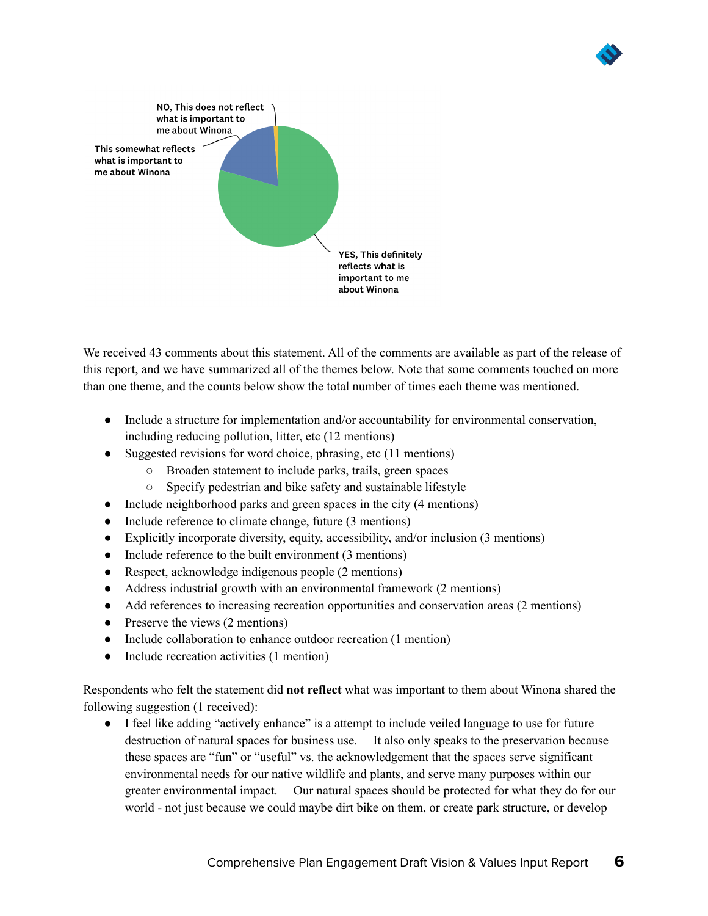NO, This does not reflect what is important to me about Winona

This somewhat reflects what is important to me about Winona

YES, This definitely reflects what is important to me about Winona

We received 43 comments about this statement. All of the comments are available as part of the release of this report, and we have summarized all of the themes below. Note that some comments touched on more than one theme, and the counts below show the total number of times each theme was mentioned.

- Include a structure for implementation and/or accountability for environmental conservation, including reducing pollution, litter, etc (12 mentions)
- Suggested revisions for word choice, phrasing, etc (11 mentions)
    - Broaden statement to include parks, trails, green spaces
    - Specify pedestrian and bike safety and sustainable lifestyle
- Include neighborhood parks and green spaces in the city (4 mentions)
- Include reference to climate change, future (3 mentions)
- Explicitly incorporate diversity, equity, accessibility, and/or inclusion (3 mentions)
- Include reference to the built environment (3 mentions)
- Respect, acknowledge indigenous people (2 mentions)
- Address industrial growth with an environmental framework (2 mentions)
- Add references to increasing recreation opportunities and conservation areas (2 mentions)
- Preserve the views (2 mentions)
- Include collaboration to enhance outdoor recreation (1 mention)
- Include recreation activities (1 mention)

Respondents who felt the statement did **not reflect** what was important to them about Winona shared the following suggestion (1 received):

- I feel like adding "actively enhance" is a attempt to include veiled language to use for future destruction of natural spaces for business use. It also only speaks to the preservation because these spaces are "fun" or "useful" vs. the acknowledgement that the spaces serve significant environmental needs for our native wildlife and plants, and serve many purposes within our greater environmental impact. Our natural spaces should be protected for what they do for our world - not just because we could maybe dirt bike on them, or create park structure, or develop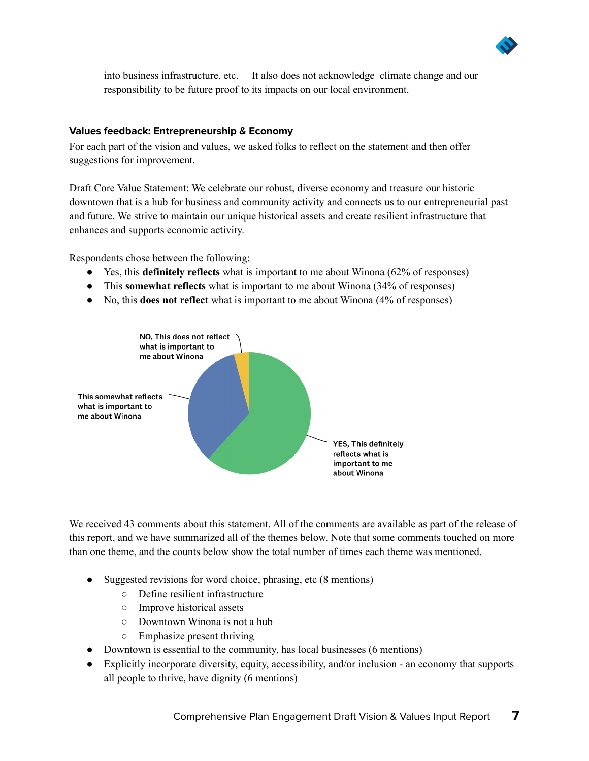into business infrastructure, etc. It also does not acknowledge climate change and our responsibility to be future proof to its impacts on our local environment.

### Values feedback: Entrepreneurship & Economy

For each part of the vision and values, we asked folks to reflect on the statement and then offer suggestions for improvement.

Draft Core Value Statement: We celebrate our robust, diverse economy and treasure our historic downtown that is a hub for business and community activity and connects us to our entrepreneurial past and future. We strive to maintain our unique historical assets and create resilient infrastructure that enhances and supports economic activity.

Respondents chose between the following:

- Yes, this **definitely reflects** what is important to me about Winona (62% of responses)
- This **somewhat reflects** what is important to me about Winona (34% of responses)
- No, this **does not reflect** what is important to me about Winona (4% of responses)

NO, This does not reflect what is important to me about Winona

This somewhat reflects what is important to me about Winona

YES, This definitely reflects what is important to me about Winona

We received 43 comments about this statement. All of the comments are available as part of the release of this report, and we have summarized all of the themes below. Note that some comments touched on more than one theme, and the counts below show the total number of times each theme was mentioned.

- Suggested revisions for word choice, phrasing, etc (8 mentions)
  - Define resilient infrastructure
  - Improve historical assets
  - Downtown Winona is not a hub
  - Emphasize present thriving
- Downtown is essential to the community, has local businesses (6 mentions)
- Explicitly incorporate diversity, equity, accessibility, and/or inclusion - an economy that supports all people to thrive, have dignity (6 mentions)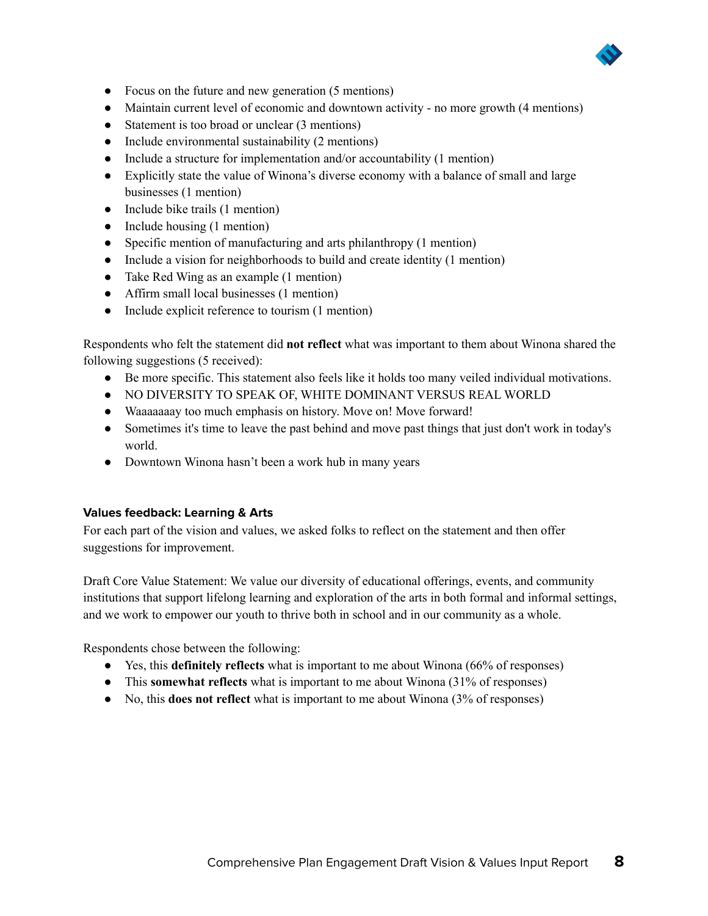- Focus on the future and new generation (5 mentions)
- Maintain current level of economic and downtown activity - no more growth (4 mentions)
- Statement is too broad or unclear (3 mentions)
- Include environmental sustainability (2 mentions)
- Include a structure for implementation and/or accountability (1 mention)
- Explicitly state the value of Winona's diverse economy with a balance of small and large businesses (1 mention)
- Include bike trails (1 mention)
- Include housing (1 mention)
- Specific mention of manufacturing and arts philanthropy (1 mention)
- Include a vision for neighborhoods to build and create identity (1 mention)
- Take Red Wing as an example (1 mention)
- Affirm small local businesses (1 mention)
- Include explicit reference to tourism (1 mention)

Respondents who felt the statement did **not reflect** what was important to them about Winona shared the following suggestions (5 received):

- Be more specific. This statement also feels like it holds too many veiled individual motivations.
- NO DIVERSITY TO SPEAK OF, WHITE DOMINANT VERSUS REAL WORLD
- Waaaaaaay too much emphasis on history. Move on! Move forward!
- Sometimes it's time to leave the past behind and move past things that just don't work in today's world.
- Downtown Winona hasn't been a work hub in many years

### Values feedback: Learning & Arts

For each part of the vision and values, we asked folks to reflect on the statement and then offer suggestions for improvement.

Draft Core Value Statement: We value our diversity of educational offerings, events, and community institutions that support lifelong learning and exploration of the arts in both formal and informal settings, and we work to empower our youth to thrive both in school and in our community as a whole.

Respondents chose between the following:

- Yes, this **definitely reflects** what is important to me about Winona (66% of responses)
- This **somewhat reflects** what is important to me about Winona (31% of responses)
- No, this **does not reflect** what is important to me about Winona (3% of responses)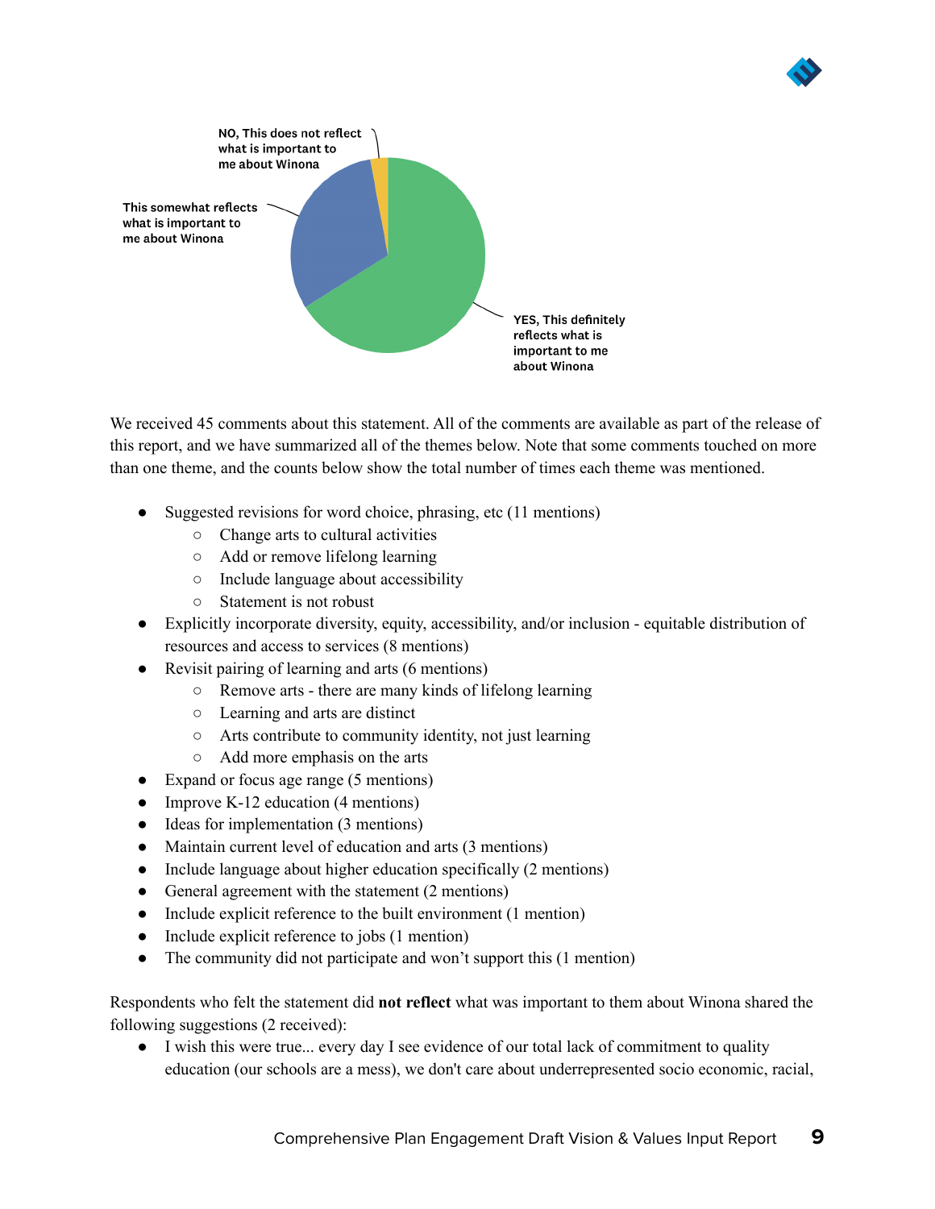NO, This does not reflect what is important to me about Winona

This somewhat reflects what is important to me about Winona

YES, This definitely reflects what is important to me about Winona

We received 45 comments about this statement. All of the comments are available as part of the release of this report, and we have summarized all of the themes below. Note that some comments touched on more than one theme, and the counts below show the total number of times each theme was mentioned.

- Suggested revisions for word choice, phrasing, etc (11 mentions)
    - Change arts to cultural activities
    - Add or remove lifelong learning
    - Include language about accessibility
    - Statement is not robust
- Explicitly incorporate diversity, equity, accessibility, and/or inclusion - equitable distribution of resources and access to services (8 mentions)
- Revisit pairing of learning and arts (6 mentions)
    - Remove arts - there are many kinds of lifelong learning
    - Learning and arts are distinct
    - Arts contribute to community identity, not just learning
    - Add more emphasis on the arts
- Expand or focus age range (5 mentions)
- Improve K-12 education (4 mentions)
- Ideas for implementation (3 mentions)
- Maintain current level of education and arts (3 mentions)
- Include language about higher education specifically (2 mentions)
- General agreement with the statement (2 mentions)
- Include explicit reference to the built environment (1 mention)
- Include explicit reference to jobs (1 mention)
- The community did not participate and won't support this (1 mention)

Respondents who felt the statement did **not reflect** what was important to them about Winona shared the following suggestions (2 received):

- I wish this were true... every day I see evidence of our total lack of commitment to quality education (our schools are a mess), we don't care about underrepresented socio economic, racial,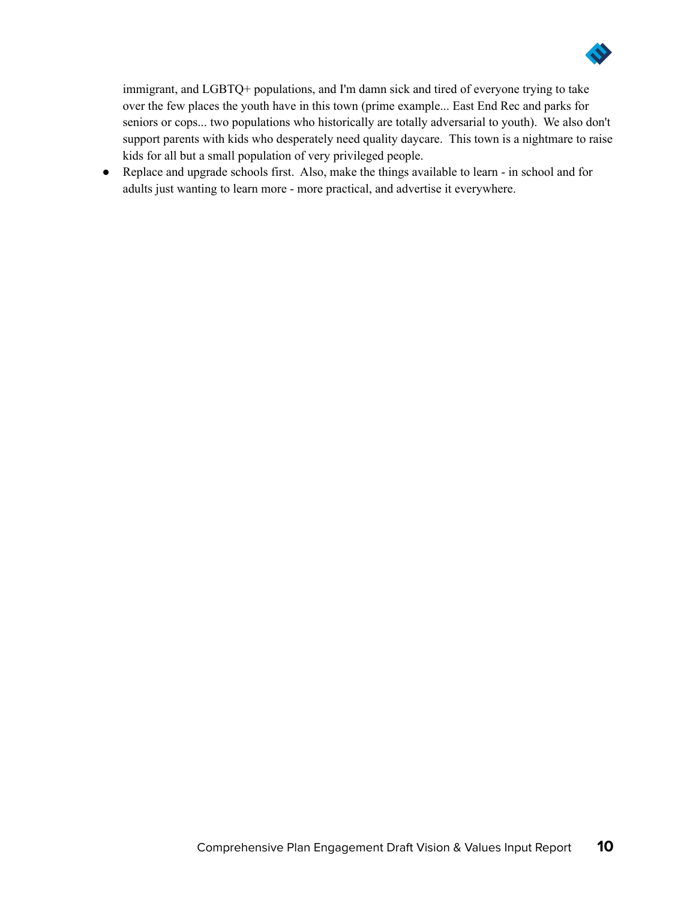immigrant, and LGBTQ+ populations, and I'm damn sick and tired of everyone trying to take over the few places the youth have in this town (prime example... East End Rec and parks for seniors or cops... two populations who historically are totally adversarial to youth). We also don't support parents with kids who desperately need quality daycare. This town is a nightmare to raise kids for all but a small population of very privileged people.

- Replace and upgrade schools first. Also, make the things available to learn - in school and for adults just wanting to learn more - more practical, and advertise it everywhere.